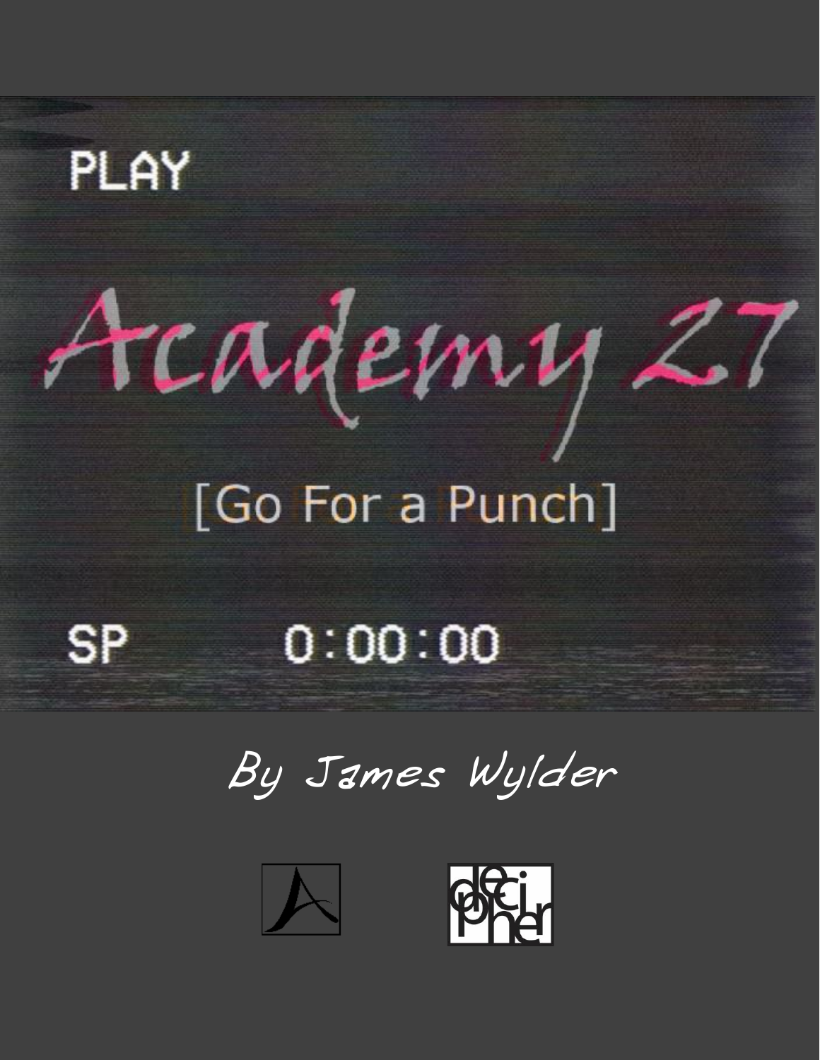PLAY

# Academy 27

## [Go For a Punch]

SP 0:00:00

By James Wylder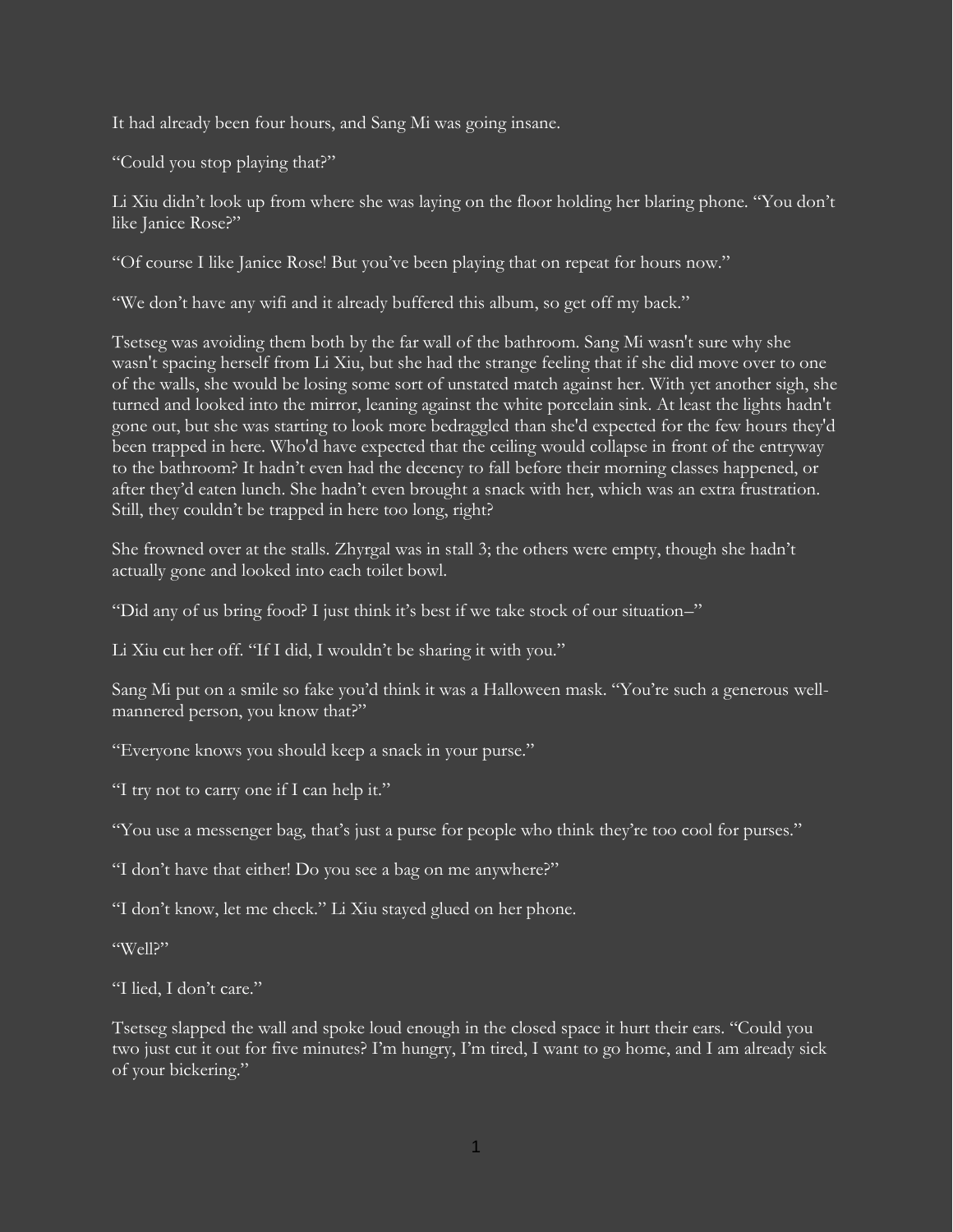It had already been four hours, and Sang Mi was going insane.

"Could you stop playing that?"

Li Xiu didn't look up from where she was laying on the floor holding her blaring phone. "You don't like Janice Rose?"

"Of course I like Janice Rose! But you've been playing that on repeat for hours now."

"We don't have any wifi and it already buffered this album, so get off my back."

Tsetseg was avoiding them both by the far wall of the bathroom. Sang Mi wasn't sure why she wasn't spacing herself from Li Xiu, but she had the strange feeling that if she did move over to one of the walls, she would be losing some sort of unstated match against her. With yet another sigh, she turned and looked into the mirror, leaning against the white porcelain sink. At least the lights hadn't gone out, but she was starting to look more bedraggled than she'd expected for the few hours they'd been trapped in here. Who'd have expected that the ceiling would collapse in front of the entryway to the bathroom? It hadn't even had the decency to fall before their morning classes happened, or after they'd eaten lunch. She hadn't even brought a snack with her, which was an extra frustration. Still, they couldn't be trapped in here too long, right?

She frowned over at the stalls. Zhyrgal was in stall 3; the others were empty, though she hadn't actually gone and looked into each toilet bowl.

"Did any of us bring food? I just think it's best if we take stock of our situation–"

Li Xiu cut her off. "If I did, I wouldn't be sharing it with you."

Sang Mi put on a smile so fake you'd think it was a Halloween mask. "You're such a generous well-mannered person, you know that?"

"Everyone knows you should keep a snack in your purse."

"I try not to carry one if I can help it."

"You use a messenger bag, that's just a purse for people who think they're too cool for purses."

"I don't have that either! Do you see a bag on me anywhere?"

"I don't know, let me check." Li Xiu stayed glued on her phone.

"Well?"

"I lied, I don't care."

Tsetseg slapped the wall and spoke loud enough in the closed space it hurt their ears. "Could you two just cut it out for five minutes? I'm hungry, I'm tired, I want to go home, and I am already sick of your bickering."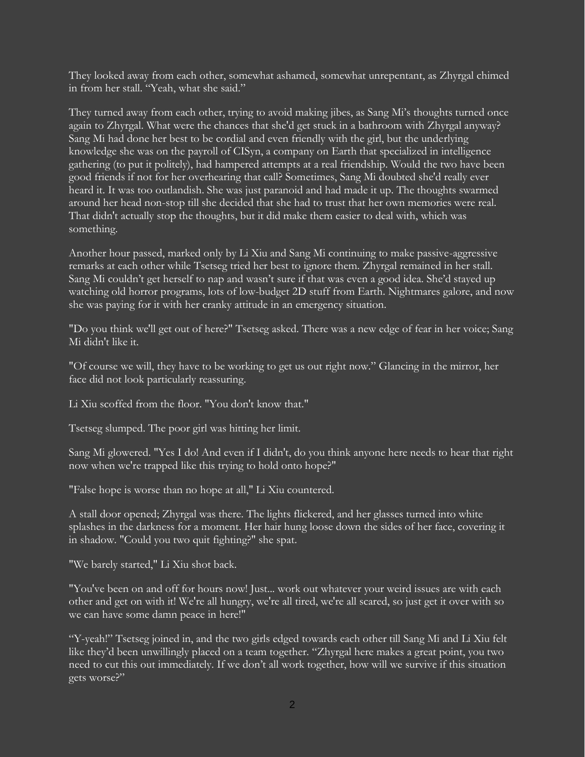They looked away from each other, somewhat ashamed, somewhat unrepentant, as Zhyrgal chimed in from her stall. "Yeah, what she said."

They turned away from each other, trying to avoid making jibes, as Sang Mi's thoughts turned once again to Zhyrgal. What were the chances that she'd get stuck in a bathroom with Zhyrgal anyway? Sang Mi had done her best to be cordial and even friendly with the girl, but the underlying knowledge she was on the payroll of CISyn, a company on Earth that specialized in intelligence gathering (to put it politely), had hampered attempts at a real friendship. Would the two have been good friends if not for her overhearing that call? Sometimes, Sang Mi doubted she'd really ever heard it. It was too outlandish. She was just paranoid and had made it up. The thoughts swarmed around her head non-stop till she decided that she had to trust that her own memories were real. That didn't actually stop the thoughts, but it did make them easier to deal with, which was something.

Another hour passed, marked only by Li Xiu and Sang Mi continuing to make passive-aggressive remarks at each other while Tsetseg tried her best to ignore them. Zhyrgal remained in her stall. Sang Mi couldn't get herself to nap and wasn't sure if that was even a good idea. She'd stayed up watching old horror programs, lots of low-budget 2D stuff from Earth. Nightmares galore, and now she was paying for it with her cranky attitude in an emergency situation.

"Do you think we'll get out of here?" Tsetseg asked. There was a new edge of fear in her voice; Sang Mi didn't like it.

"Of course we will, they have to be working to get us out right now." Glancing in the mirror, her face did not look particularly reassuring.

Li Xiu scoffed from the floor. "You don't know that."

Tsetseg slumped. The poor girl was hitting her limit.

Sang Mi glowered. "Yes I do! And even if I didn't, do you think anyone here needs to hear that right now when we're trapped like this trying to hold onto hope?"

"False hope is worse than no hope at all," Li Xiu countered.

A stall door opened; Zhyrgal was there. The lights flickered, and her glasses turned into white splashes in the darkness for a moment. Her hair hung loose down the sides of her face, covering it in shadow. "Could you two quit fighting?" she spat.

"We barely started," Li Xiu shot back.

"You've been on and off for hours now! Just... work out whatever your weird issues are with each other and get on with it! We're all hungry, we're all tired, we're all scared, so just get it over with so we can have some damn peace in here!"

"Y-yeah!" Tsetseg joined in, and the two girls edged towards each other till Sang Mi and Li Xiu felt like they'd been unwillingly placed on a team together. "Zhyrgal here makes a great point, you two need to cut this out immediately. If we don't all work together, how will we survive if this situation gets worse?"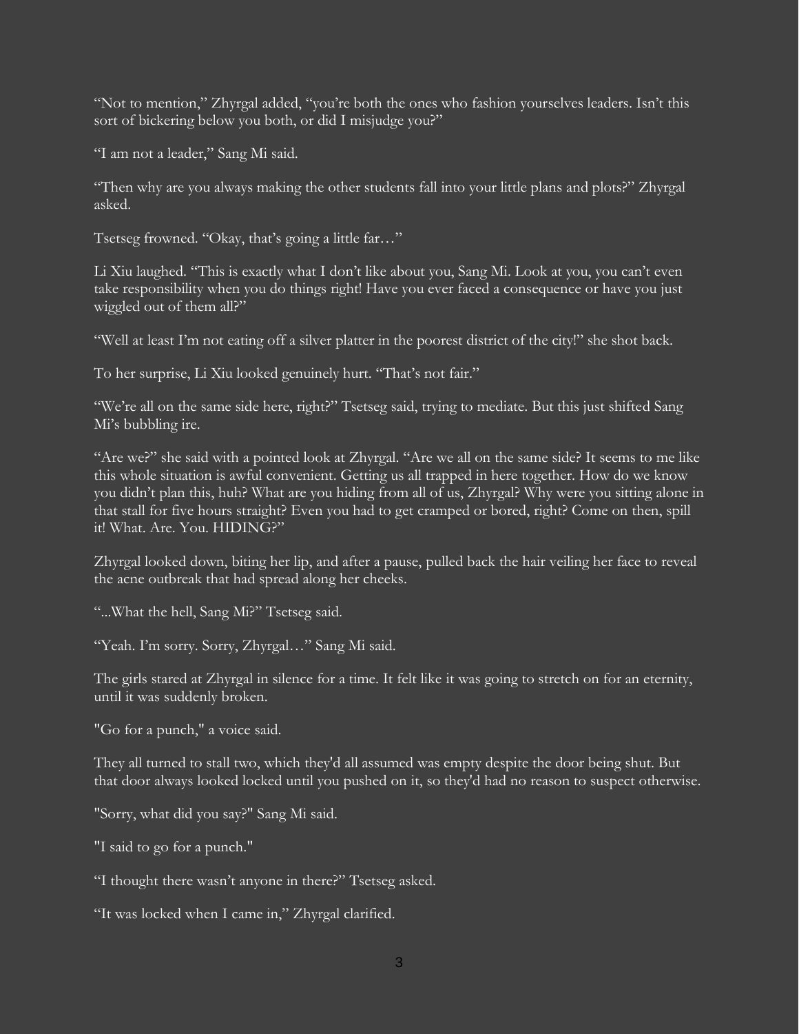"Not to mention," Zhyrgal added, "you're both the ones who fashion yourselves leaders. Isn't this sort of bickering below you both, or did I misjudge you?"

"I am not a leader," Sang Mi said.

"Then why are you always making the other students fall into your little plans and plots?" Zhyrgal asked.

Tsetseg frowned. "Okay, that's going a little far…"

Li Xiu laughed. "This is exactly what I don't like about you, Sang Mi. Look at you, you can't even take responsibility when you do things right! Have you ever faced a consequence or have you just wiggled out of them all?"

"Well at least I'm not eating off a silver platter in the poorest district of the city!" she shot back.

To her surprise, Li Xiu looked genuinely hurt. "That's not fair."

"We're all on the same side here, right?" Tsetseg said, trying to mediate. But this just shifted Sang Mi's bubbling ire.

"Are we?" she said with a pointed look at Zhyrgal. "Are we all on the same side? It seems to me like this whole situation is awful convenient. Getting us all trapped in here together. How do we know you didn't plan this, huh? What are you hiding from all of us, Zhyrgal? Why were you sitting alone in that stall for five hours straight? Even you had to get cramped or bored, right? Come on then, spill it! What. Are. You. HIDING?"

Zhyrgal looked down, biting her lip, and after a pause, pulled back the hair veiling her face to reveal the acne outbreak that had spread along her cheeks.

"...What the hell, Sang Mi?" Tsetseg said.

"Yeah. I'm sorry. Sorry, Zhyrgal…" Sang Mi said.

The girls stared at Zhyrgal in silence for a time. It felt like it was going to stretch on for an eternity, until it was suddenly broken.

"Go for a punch," a voice said.

They all turned to stall two, which they'd all assumed was empty despite the door being shut. But that door always looked locked until you pushed on it, so they'd had no reason to suspect otherwise.

"Sorry, what did you say?" Sang Mi said.

"I said to go for a punch."

"I thought there wasn't anyone in there?" Tsetseg asked.

"It was locked when I came in," Zhyrgal clarified.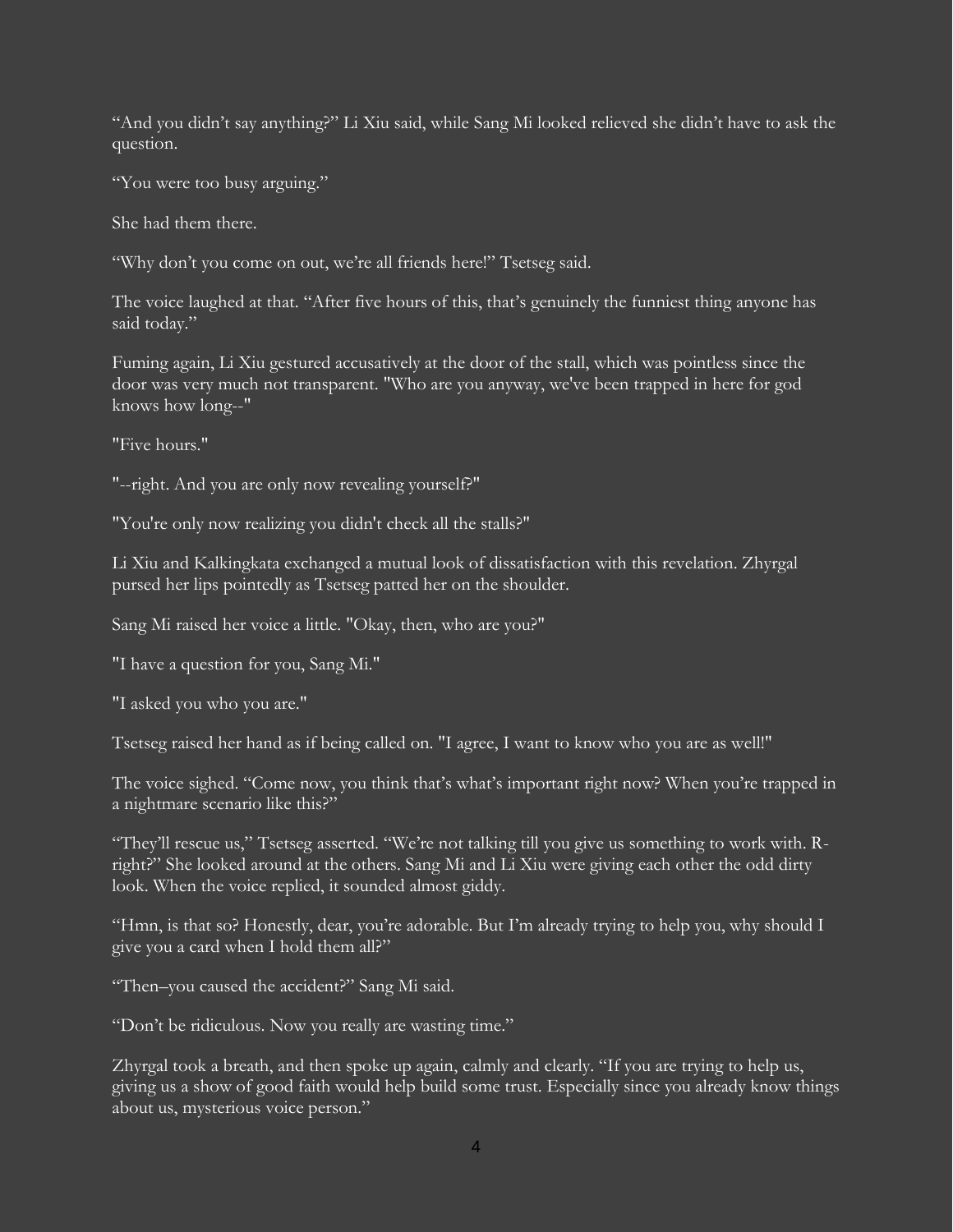“And you didn’t say anything?” Li Xiu said, while Sang Mi looked relieved she didn’t have to ask the question.

“You were too busy arguing.”

She had them there.

“Why don’t you come on out, we’re all friends here!” Tsetseg said.

The voice laughed at that. “After five hours of this, that’s genuinely the funniest thing anyone has said today.”

Fuming again, Li Xiu gestured accusatively at the door of the stall, which was pointless since the door was very much not transparent. "Who are you anyway, we've been trapped in here for god knows how long--"

"Five hours."

"--right. And you are only now revealing yourself?"

"You're only now realizing you didn't check all the stalls?"

Li Xiu and Kalkingkata exchanged a mutual look of dissatisfaction with this revelation. Zhyrgal pursed her lips pointedly as Tsetseg patted her on the shoulder.

Sang Mi raised her voice a little. "Okay, then, who are you?"

"I have a question for you, Sang Mi."

"I asked you who you are."

Tsetseg raised her hand as if being called on. "I agree, I want to know who you are as well!"

The voice sighed. “Come now, you think that’s what’s important right now? When you’re trapped in a nightmare scenario like this?”

“They’ll rescue us,” Tsetseg asserted. “We’re not talking till you give us something to work with. R-right?” She looked around at the others. Sang Mi and Li Xiu were giving each other the odd dirty look. When the voice replied, it sounded almost giddy.

“Hmn, is that so? Honestly, dear, you’re adorable. But I’m already trying to help you, why should I give you a card when I hold them all?”

“Then–you caused the accident?” Sang Mi said.

“Don’t be ridiculous. Now you really are wasting time.”

Zhyrgal took a breath, and then spoke up again, calmly and clearly. “If you are trying to help us, giving us a show of good faith would help build some trust. Especially since you already know things about us, mysterious voice person.”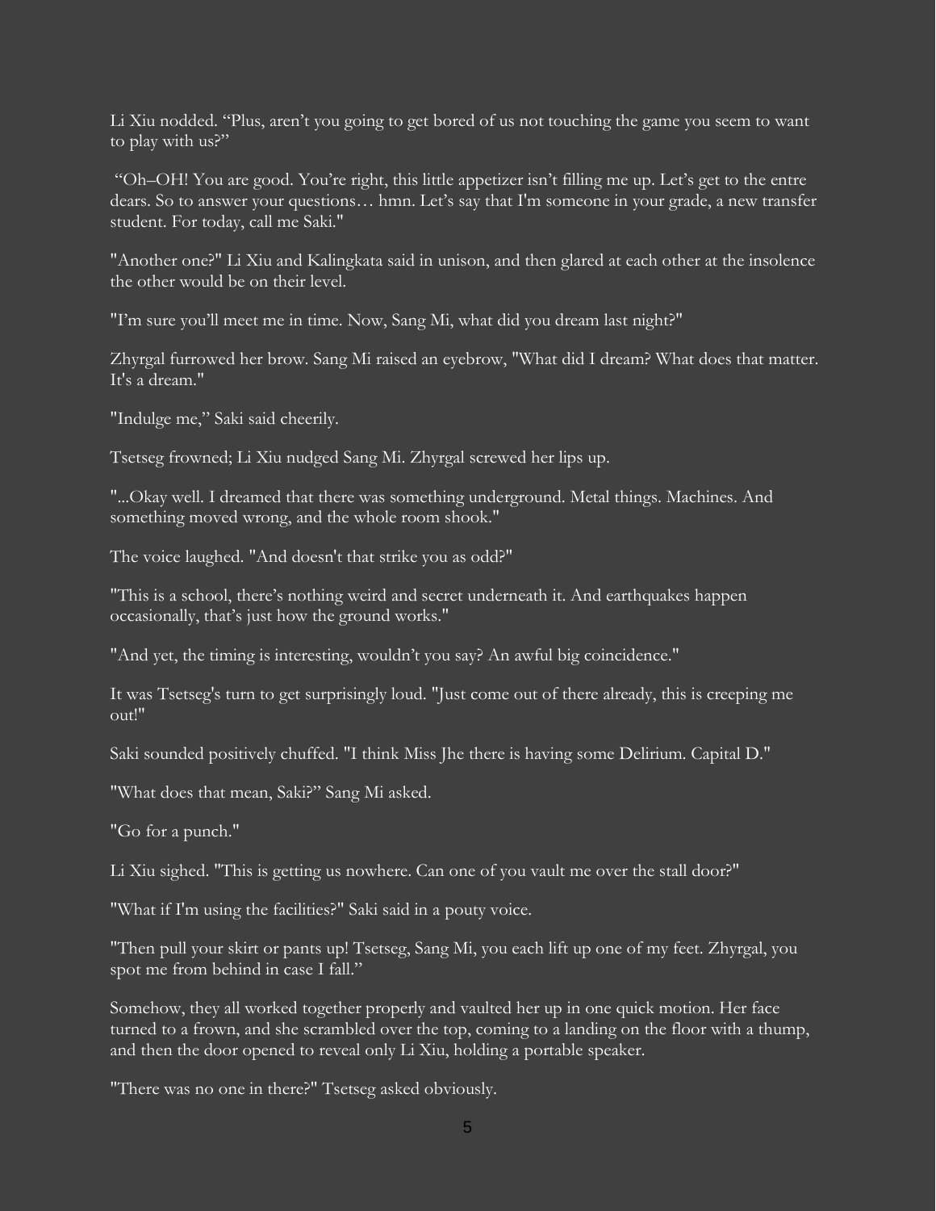Li Xiu nodded. "Plus, aren't you going to get bored of us not touching the game you seem to want to play with us?"

"Oh–OH! You are good. You're right, this little appetizer isn't filling me up. Let's get to the entre dears. So to answer your questions… hmn. Let's say that I'm someone in your grade, a new transfer student. For today, call me Saki."

"Another one?" Li Xiu and Kalingkata said in unison, and then glared at each other at the insolence the other would be on their level.

"I'm sure you'll meet me in time. Now, Sang Mi, what did you dream last night?"

Zhyrgal furrowed her brow. Sang Mi raised an eyebrow, "What did I dream? What does that matter. It's a dream."

"Indulge me," Saki said cheerily.

Tsetseg frowned; Li Xiu nudged Sang Mi. Zhyrgal screwed her lips up.

"...Okay well. I dreamed that there was something underground. Metal things. Machines. And something moved wrong, and the whole room shook."

The voice laughed. "And doesn't that strike you as odd?"

"This is a school, there's nothing weird and secret underneath it. And earthquakes happen occasionally, that's just how the ground works."

"And yet, the timing is interesting, wouldn't you say? An awful big coincidence."

It was Tsetseg's turn to get surprisingly loud. "Just come out of there already, this is creeping me out!"

Saki sounded positively chuffed. "I think Miss Jhe there is having some Delirium. Capital D."

"What does that mean, Saki?" Sang Mi asked.

"Go for a punch."

Li Xiu sighed. "This is getting us nowhere. Can one of you vault me over the stall door?"

"What if I'm using the facilities?" Saki said in a pouty voice.

"Then pull your skirt or pants up! Tsetseg, Sang Mi, you each lift up one of my feet. Zhyrgal, you spot me from behind in case I fall."

Somehow, they all worked together properly and vaulted her up in one quick motion. Her face turned to a frown, and she scrambled over the top, coming to a landing on the floor with a thump, and then the door opened to reveal only Li Xiu, holding a portable speaker.

"There was no one in there?" Tsetseg asked obviously.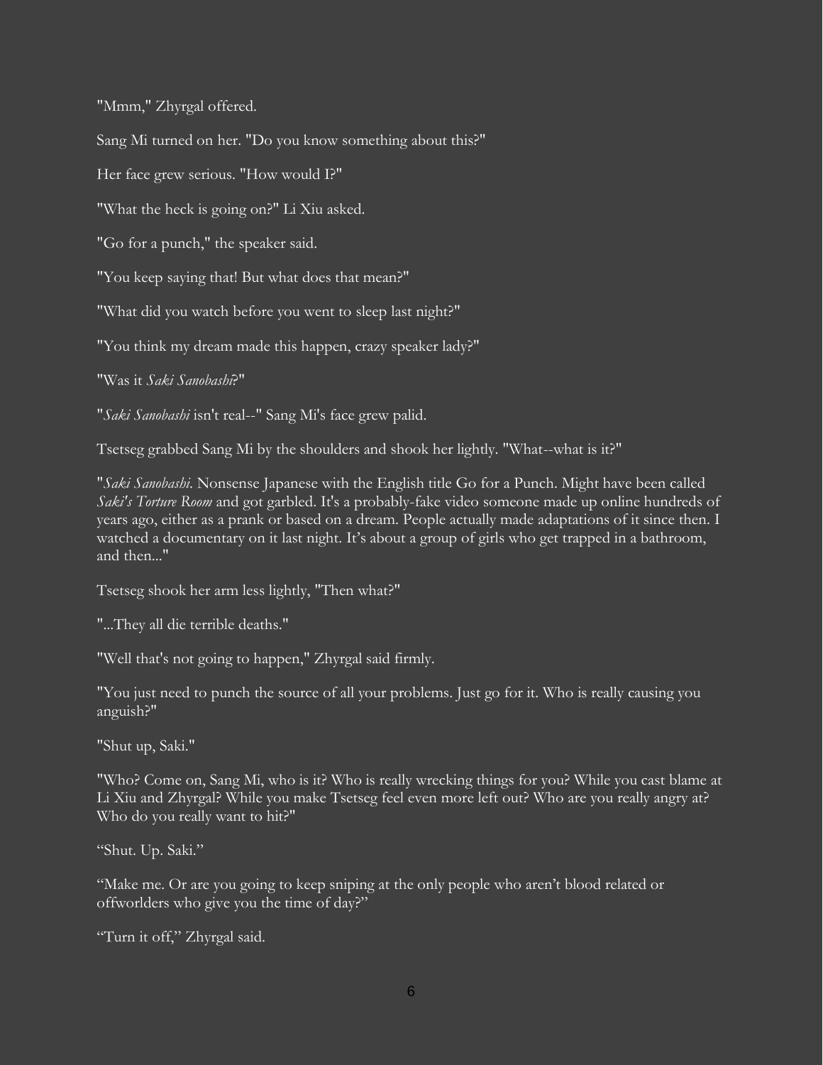"Mmm," Zhyrgal offered.

Sang Mi turned on her. "Do you know something about this?"

Her face grew serious. "How would I?"

"What the heck is going on?" Li Xiu asked.

"Go for a punch," the speaker said.

"You keep saying that! But what does that mean?"

"What did you watch before you went to sleep last night?"

"You think my dream made this happen, crazy speaker lady?"

"Was it *Saki Sanobashi*?"

"*Saki Sanobashi* isn't real--" Sang Mi's face grew palid.

Tsetseg grabbed Sang Mi by the shoulders and shook her lightly. "What--what is it?"

"*Saki Sanobashi*. Nonsense Japanese with the English title Go for a Punch. Might have been called *Saki's Torture Room* and got garbled. It's a probably-fake video someone made up online hundreds of years ago, either as a prank or based on a dream. People actually made adaptations of it since then. I watched a documentary on it last night. It's about a group of girls who get trapped in a bathroom, and then..."

Tsetseg shook her arm less lightly, "Then what?"

"...They all die terrible deaths."

"Well that's not going to happen," Zhyrgal said firmly.

"You just need to punch the source of all your problems. Just go for it. Who is really causing you anguish?"

"Shut up, Saki."

"Who? Come on, Sang Mi, who is it? Who is really wrecking things for you? While you cast blame at Li Xiu and Zhyrgal? While you make Tsetseg feel even more left out? Who are you really angry at? Who do you really want to hit?"

"Shut. Up. Saki."

"Make me. Or are you going to keep sniping at the only people who aren't blood related or offworlders who give you the time of day?"

"Turn it off," Zhyrgal said.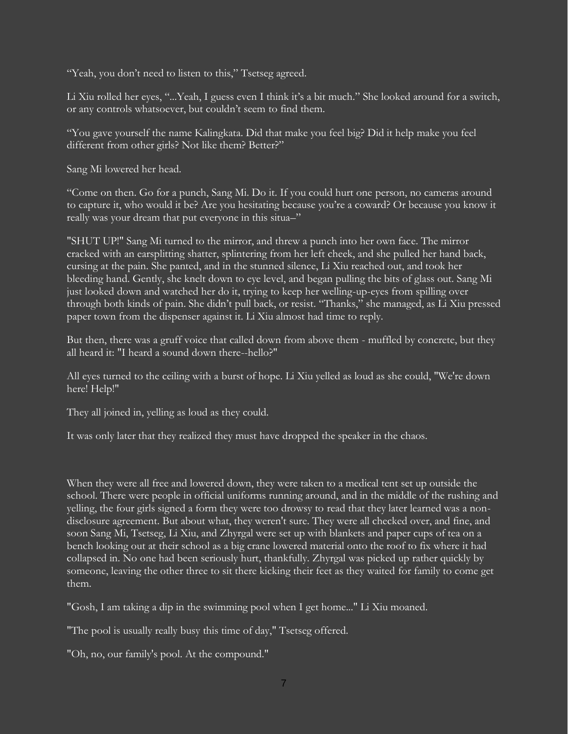“Yeah, you don’t need to listen to this,” Tsetseg agreed.

Li Xiu rolled her eyes, “...Yeah, I guess even I think it’s a bit much.” She looked around for a switch, or any controls whatsoever, but couldn’t seem to find them.

“You gave yourself the name Kalingkata. Did that make you feel big? Did it help make you feel different from other girls? Not like them? Better?”

Sang Mi lowered her head.

“Come on then. Go for a punch, Sang Mi. Do it. If you could hurt one person, no cameras around to capture it, who would it be? Are you hesitating because you’re a coward? Or because you know it really was your dream that put everyone in this situa–”

"SHUT UP!" Sang Mi turned to the mirror, and threw a punch into her own face. The mirror cracked with an earsplitting shatter, splintering from her left cheek, and she pulled her hand back, cursing at the pain. She panted, and in the stunned silence, Li Xiu reached out, and took her bleeding hand. Gently, she knelt down to eye level, and began pulling the bits of glass out. Sang Mi just looked down and watched her do it, trying to keep her welling-up-eyes from spilling over through both kinds of pain. She didn’t pull back, or resist. “Thanks,” she managed, as Li Xiu pressed paper town from the dispenser against it. Li Xiu almost had time to reply.

But then, there was a gruff voice that called down from above them - muffled by concrete, but they all heard it: "I heard a sound down there--hello?"

All eyes turned to the ceiling with a burst of hope. Li Xiu yelled as loud as she could, "We're down here! Help!"

They all joined in, yelling as loud as they could.

It was only later that they realized they must have dropped the speaker in the chaos.

When they were all free and lowered down, they were taken to a medical tent set up outside the school. There were people in official uniforms running around, and in the middle of the rushing and yelling, the four girls signed a form they were too drowsy to read that they later learned was a non-disclosure agreement. But about what, they weren't sure. They were all checked over, and fine, and soon Sang Mi, Tsetseg, Li Xiu, and Zhyrgal were set up with blankets and paper cups of tea on a bench looking out at their school as a big crane lowered material onto the roof to fix where it had collapsed in. No one had been seriously hurt, thankfully. Zhyrgal was picked up rather quickly by someone, leaving the other three to sit there kicking their feet as they waited for family to come get them.

"Gosh, I am taking a dip in the swimming pool when I get home..." Li Xiu moaned.

"The pool is usually really busy this time of day," Tsetseg offered.

"Oh, no, our family's pool. At the compound."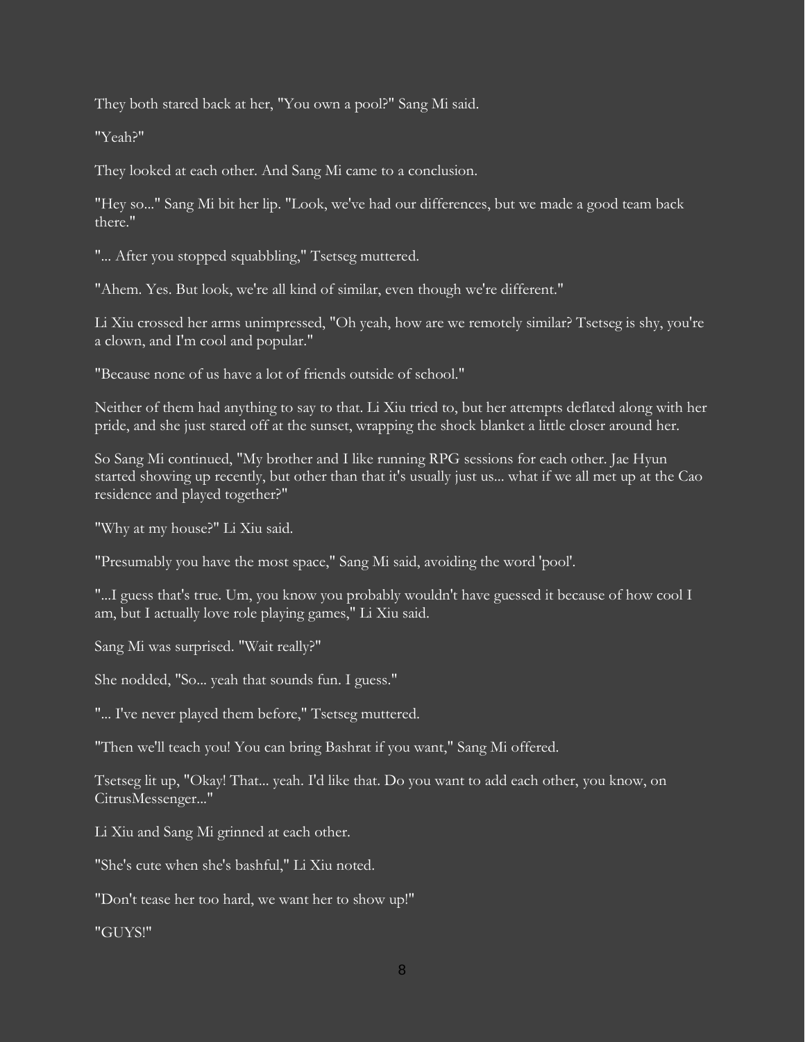They both stared back at her, "You own a pool?" Sang Mi said.

"Yeah?"

They looked at each other. And Sang Mi came to a conclusion.

"Hey so..." Sang Mi bit her lip. "Look, we've had our differences, but we made a good team back there."

"... After you stopped squabbling," Tsetseg muttered.

"Ahem. Yes. But look, we're all kind of similar, even though we're different."

Li Xiu crossed her arms unimpressed, "Oh yeah, how are we remotely similar? Tsetseg is shy, you're a clown, and I'm cool and popular."

"Because none of us have a lot of friends outside of school."

Neither of them had anything to say to that. Li Xiu tried to, but her attempts deflated along with her pride, and she just stared off at the sunset, wrapping the shock blanket a little closer around her.

So Sang Mi continued, "My brother and I like running RPG sessions for each other. Jae Hyun started showing up recently, but other than that it's usually just us... what if we all met up at the Cao residence and played together?"

"Why at my house?" Li Xiu said.

"Presumably you have the most space," Sang Mi said, avoiding the word 'pool'.

"...I guess that's true. Um, you know you probably wouldn't have guessed it because of how cool I am, but I actually love role playing games," Li Xiu said.

Sang Mi was surprised. "Wait really?"

She nodded, "So... yeah that sounds fun. I guess."

"... I've never played them before," Tsetseg muttered.

"Then we'll teach you! You can bring Bashrat if you want," Sang Mi offered.

Tsetseg lit up, "Okay! That... yeah. I'd like that. Do you want to add each other, you know, on CitrusMessenger..."

Li Xiu and Sang Mi grinned at each other.

"She's cute when she's bashful," Li Xiu noted.

"Don't tease her too hard, we want her to show up!"

"GUYS!"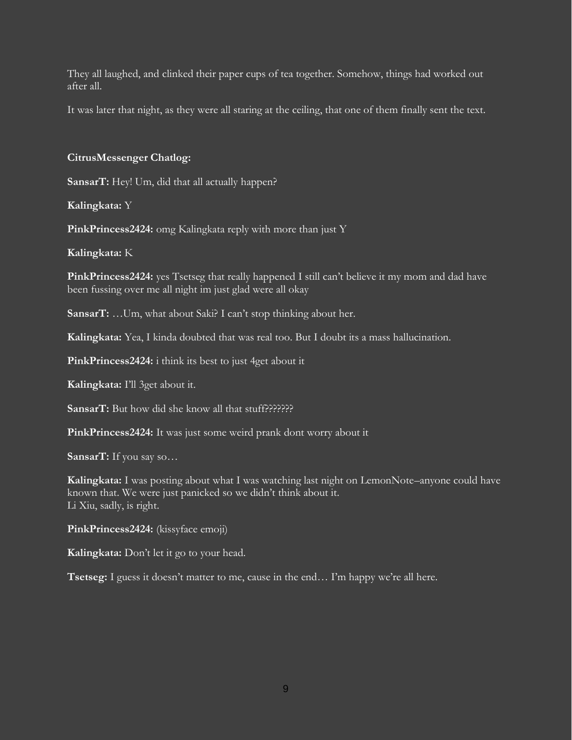They all laughed, and clinked their paper cups of tea together. Somehow, things had worked out after all.

It was later that night, as they were all staring at the ceiling, that one of them finally sent the text.

**CitrusMessenger Chatlog:**

**SansarT:** Hey! Um, did that all actually happen?

**Kalingkata:** Y

**PinkPrincess2424:** omg Kalingkata reply with more than just Y

**Kalingkata:** K

**PinkPrincess2424:** yes Tsetseg that really happened I still can't believe it my mom and dad have been fussing over me all night im just glad were all okay

**SansarT:** …Um, what about Saki? I can't stop thinking about her.

**Kalingkata:** Yea, I kinda doubted that was real too. But I doubt its a mass hallucination.

**PinkPrincess2424:** i think its best to just 4get about it

**Kalingkata:** I'll 3get about it.

**SansarT:** But how did she know all that stuff???????

**PinkPrincess2424:** It was just some weird prank dont worry about it

**SansarT:** If you say so…

**Kalingkata:** I was posting about what I was watching last night on LemonNote–anyone could have known that. We were just panicked so we didn't think about it.
Li Xiu, sadly, is right.

**PinkPrincess2424:** (kissyface emoji)

**Kalingkata:** Don't let it go to your head.

**Tsetseg:** I guess it doesn't matter to me, cause in the end… I'm happy we're all here.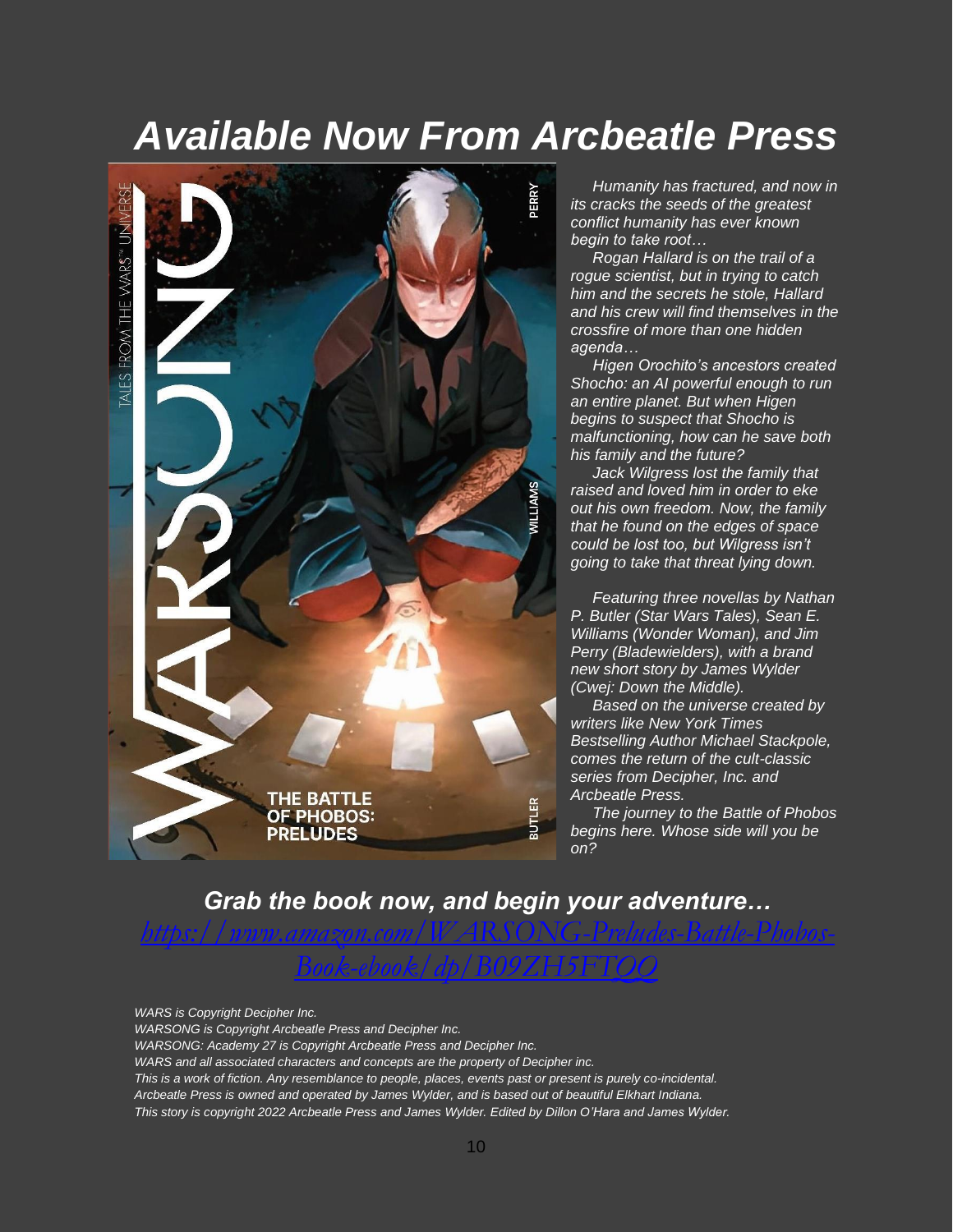# *Available Now From Arcbeatle Press*

*Humanity has fractured, and now in its cracks the seeds of the greatest conflict humanity has ever known begin to take root…*

*Rogan Hallard is on the trail of a rogue scientist, but in trying to catch him and the secrets he stole, Hallard and his crew will find themselves in the crossfire of more than one hidden agenda…*

*Higen Orochito's ancestors created Shocho: an AI powerful enough to run an entire planet. But when Higen begins to suspect that Shocho is malfunctioning, how can he save both his family and the future?*

*Jack Wilgress lost the family that raised and loved him in order to eke out his own freedom. Now, the family that he found on the edges of space could be lost too, but Wilgress isn't going to take that threat lying down.*

*Featuring three novellas by Nathan P. Butler (Star Wars Tales), Sean E. Williams (Wonder Woman), and Jim Perry (Bladewielders), with a brand new short story by James Wylder (Cwej: Down the Middle).*

*Based on the universe created by writers like New York Times Bestselling Author Michael Stackpole, comes the return of the cult-classic series from Decipher, Inc. and Arcbeatle Press.*

*The journey to the Battle of Phobos begins here. Whose side will you be on?*

## *Grab the book now, and begin your adventure…*

[https://www.amazon.com/WARSONG-Preludes-Battle-Phobos-Book-ebook/dp/B09ZH5FTQQ](https://www.amazon.com/WARSONG-Preludes-Battle-Phobos-Book-ebook/dp/B09ZH5FTQQ)

*WARS is Copyright Decipher Inc.*
*WARSONG is Copyright Arcbeatle Press and Decipher Inc.*
*WARSONG: Academy 27 is Copyright Arcbeatle Press and Decipher Inc.*
*WARS and all associated characters and concepts are the property of Decipher inc.*
*This is a work of fiction. Any resemblance to people, places, events past or present is purely co-incidental.*
*Arcbeatle Press is owned and operated by James Wylder, and is based out of beautiful Elkhart Indiana.*
*This story is copyright 2022 Arcbeatle Press and James Wylder. Edited by Dillon O'Hara and James Wylder.*